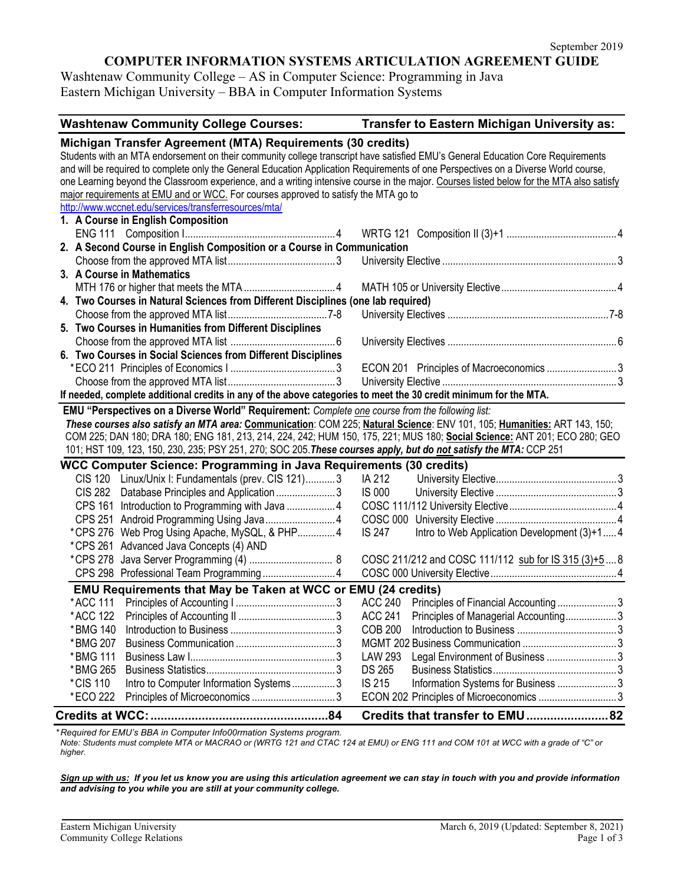September 2019

# COMPUTER INFORMATION SYSTEMS ARTICULATION AGREEMENT GUIDE

Washtenaw Community College – AS in Computer Science: Programming in Java
Eastern Michigan University – BBA in Computer Information Systems

| Washtenaw Community College Courses: | | Transfer to Eastern Michigan University as: | |
|---|---|---|---|
| **Michigan Transfer Agreement (MTA) Requirements (30 credits)** | | | |

Students with an MTA endorsement on their community college transcript have satisfied EMU's General Education Core Requirements and will be required to complete only the General Education Application Requirements of one Perspectives on a Diverse World course, one Learning beyond the Classroom experience, and a writing intensive course in the major. Courses listed below for the MTA also satisfy major requirements at EMU and or WCC. For courses approved to satisfy the MTA go to http://www.wccnet.edu/services/transferresources/mta/

| WCC Course | Credits | EMU Course | Credits |
|---|---|---|---|
| **1. A Course in English Composition** | | | |
| ENG 111 Composition I | 4 | WRTG 121 Composition II (3)+1 | 4 |
| **2. A Second Course in English Composition or a Course in Communication** | | | |
| Choose from the approved MTA list | 3 | University Elective | 3 |
| **3. A Course in Mathematics** | | | |
| MTH 176 or higher that meets the MTA | 4 | MATH 105 or University Elective | 4 |
| **4. Two Courses in Natural Sciences from Different Disciplines (one lab required)** | | | |
| Choose from the approved MTA list | 7-8 | University Electives | 7-8 |
| **5. Two Courses in Humanities from Different Disciplines** | | | |
| Choose from the approved MTA list | 6 | University Electives | 6 |
| **6. Two Courses in Social Sciences from Different Disciplines** | | | |
| *ECO 211 Principles of Economics I | 3 | ECON 201 Principles of Macroeconomics | 3 |
| Choose from the approved MTA list | 3 | University Elective | 3 |

**If needed, complete additional credits in any of the above categories to meet the 30 credit minimum for the MTA.**

**EMU "Perspectives on a Diverse World" Requirement:** *Complete one course from the following list:*
***These courses also satisfy an MTA area:*** **Communication**: COM 225; **Natural Science**: ENV 101, 105; **Humanities:** ART 143, 150; COM 225; DAN 180; DRA 180; ENG 181, 213, 214, 224, 242; HUM 150, 175, 221; MUS 180; **Social Science:** ANT 201; ECO 280; GEO 101; HST 109, 123, 150, 230, 235; PSY 251, 270; SOC 205. ***These courses apply, but do not satisfy the MTA:*** CCP 251

**WCC Computer Science: Programming in Java Requirements (30 credits)**

| WCC Course | Credits | EMU Course | Credits |
|---|---|---|---|
| CIS 120 Linux/Unix I: Fundamentals (prev. CIS 121) | 3 | IA 212 University Elective | 3 |
| CIS 282 Database Principles and Application | 3 | IS 000 University Elective | 3 |
| CPS 161 Introduction to Programming with Java | 4 | COSC 111/112 University Elective | 4 |
| CPS 251 Android Programming Using Java | 4 | COSC 000 University Elective | 4 |
| *CPS 276 Web Prog Using Apache, MySQL, & PHP | 4 | IS 247 Intro to Web Application Development (3)+1 | 4 |
| *CPS 261 Advanced Java Concepts (4) AND *CPS 278 Java Server Programming (4) | 8 | COSC 211/212 and COSC 111/112 sub for IS 315 (3)+5 | 8 |
| CPS 298 Professional Team Programming | 4 | COSC 000 University Elective | 4 |

**EMU Requirements that May be Taken at WCC or EMU (24 credits)**

| WCC Course | Credits | EMU Course | Credits |
|---|---|---|---|
| *ACC 111 Principles of Accounting I | 3 | ACC 240 Principles of Financial Accounting | 3 |
| *ACC 122 Principles of Accounting II | 3 | ACC 241 Principles of Managerial Accounting | 3 |
| *BMG 140 Introduction to Business | 3 | COB 200 Introduction to Business | 3 |
| *BMG 207 Business Communication | 3 | MGMT 202 Business Communication | 3 |
| *BMG 111 Business Law I | 3 | LAW 293 Legal Environment of Business | 3 |
| *BMG 265 Business Statistics | 3 | DS 265 Business Statistics | 3 |
| *CIS 110 Intro to Computer Information Systems | 3 | IS 215 Information Systems for Business | 3 |
| *ECO 222 Principles of Microeconomics | 3 | ECON 202 Principles of Microeconomics | 3 |
| **Credits at WCC:** | **84** | **Credits that transfer to EMU** | **82** |

*\*Required for EMU's BBA in Computer Info00rmation Systems program.*
*Note: Students must complete MTA or MACRAO or (WRTG 121 and CTAC 124 at EMU) or ENG 111 and COM 101 at WCC with a grade of "C" or higher.*

***Sign up with us:** If you let us know you are using this articulation agreement we can stay in touch with you and provide information and advising to you while you are still at your community college.*

Eastern Michigan University
Community College Relations

March 6, 2019 (Updated: September 8, 2021)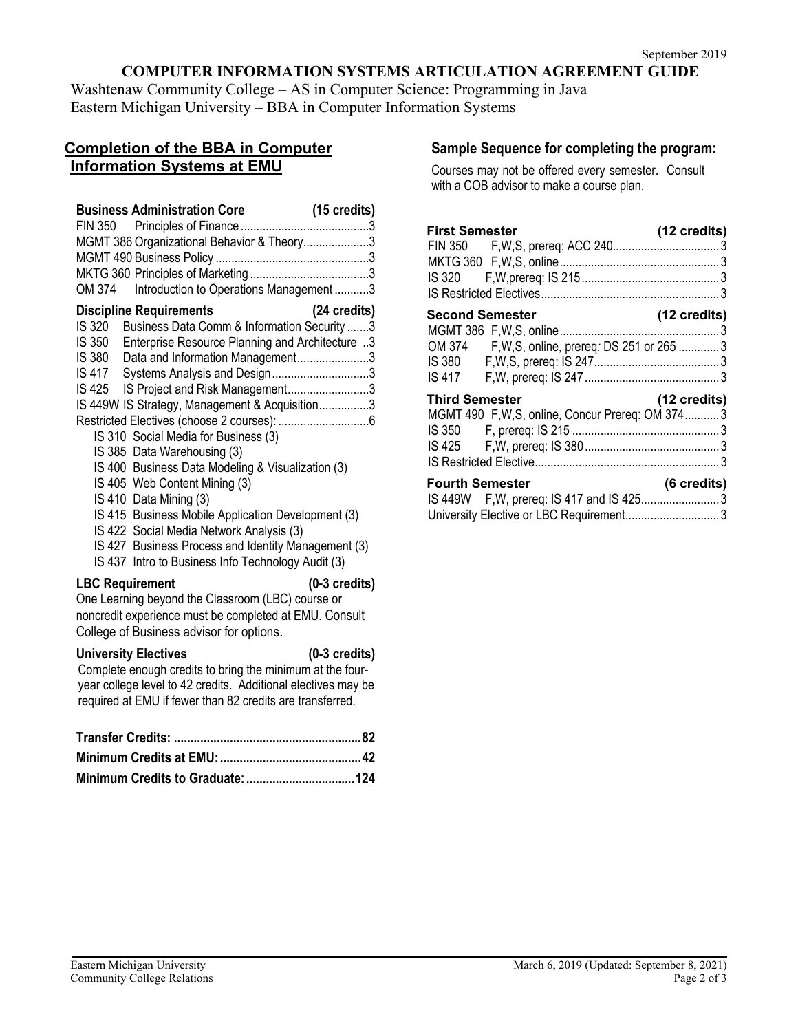September 2019

# COMPUTER INFORMATION SYSTEMS ARTICULATION AGREEMENT GUIDE

Washtenaw Community College – AS in Computer Science: Programming in Java
Eastern Michigan University – BBA in Computer Information Systems

## Completion of the BBA in Computer Information Systems at EMU

**Business Administration Core (15 credits)**

| Course | Title | Credits |
|---|---|---|
| FIN 350 | Principles of Finance | 3 |
| MGMT 386 | Organizational Behavior & Theory | 3 |
| MGMT 490 | Business Policy | 3 |
| MKTG 360 | Principles of Marketing | 3 |
| OM 374 | Introduction to Operations Management | 3 |

**Discipline Requirements (24 credits)**

| Course | Title | Credits |
|---|---|---|
| IS 320 | Business Data Comm & Information Security | 3 |
| IS 350 | Enterprise Resource Planning and Architecture | 3 |
| IS 380 | Data and Information Management | 3 |
| IS 417 | Systems Analysis and Design | 3 |
| IS 425 | IS Project and Risk Management | 3 |
| IS 449W | IS Strategy, Management & Acquisition | 3 |
| | Restricted Electives (choose 2 courses): | 6 |

- IS 310 Social Media for Business (3)
- IS 385 Data Warehousing (3)
- IS 400 Business Data Modeling & Visualization (3)
- IS 405 Web Content Mining (3)
- IS 410 Data Mining (3)
- IS 415 Business Mobile Application Development (3)
- IS 422 Social Media Network Analysis (3)
- IS 427 Business Process and Identity Management (3)
- IS 437 Intro to Business Info Technology Audit (3)

**LBC Requirement (0-3 credits)**

One Learning beyond the Classroom (LBC) course or noncredit experience must be completed at EMU. Consult College of Business advisor for options.

**University Electives (0-3 credits)**

Complete enough credits to bring the minimum at the four-year college level to 42 credits. Additional electives may be required at EMU if fewer than 82 credits are transferred.

| | |
|---|---|
| **Transfer Credits:** | **82** |
| **Minimum Credits at EMU:** | **42** |
| **Minimum Credits to Graduate:** | **124** |

## Sample Sequence for completing the program:

Courses may not be offered every semester. Consult with a COB advisor to make a course plan.

**First Semester (12 credits)**

| Course | Offered / Prerequisites | Credits |
|---|---|---|
| FIN 350 | F,W,S, prereq: ACC 240 | 3 |
| MKTG 360 | F,W,S, online | 3 |
| IS 320 | F,W,prereq: IS 215 | 3 |
| IS Restricted Electives | | 3 |

**Second Semester (12 credits)**

| Course | Offered / Prerequisites | Credits |
|---|---|---|
| MGMT 386 | F,W,S, online | 3 |
| OM 374 | F,W,S, online, prereq: DS 251 or 265 | 3 |
| IS 380 | F,W,S, prereq: IS 247 | 3 |
| IS 417 | F,W, prereq: IS 247 | 3 |

**Third Semester (12 credits)**

| Course | Offered / Prerequisites | Credits |
|---|---|---|
| MGMT 490 | F,W,S, online, Concur Prereq: OM 374 | 3 |
| IS 350 | F, prereq: IS 215 | 3 |
| IS 425 | F,W, prereq: IS 380 | 3 |
| IS Restricted Elective | | 3 |

**Fourth Semester (6 credits)**

| Course | Offered / Prerequisites | Credits |
|---|---|---|
| IS 449W | F,W, prereq: IS 417 and IS 425 | 3 |
| University Elective or LBC Requirement | | 3 |

Eastern Michigan University
Community College Relations

March 6, 2019 (Updated: September 8, 2021)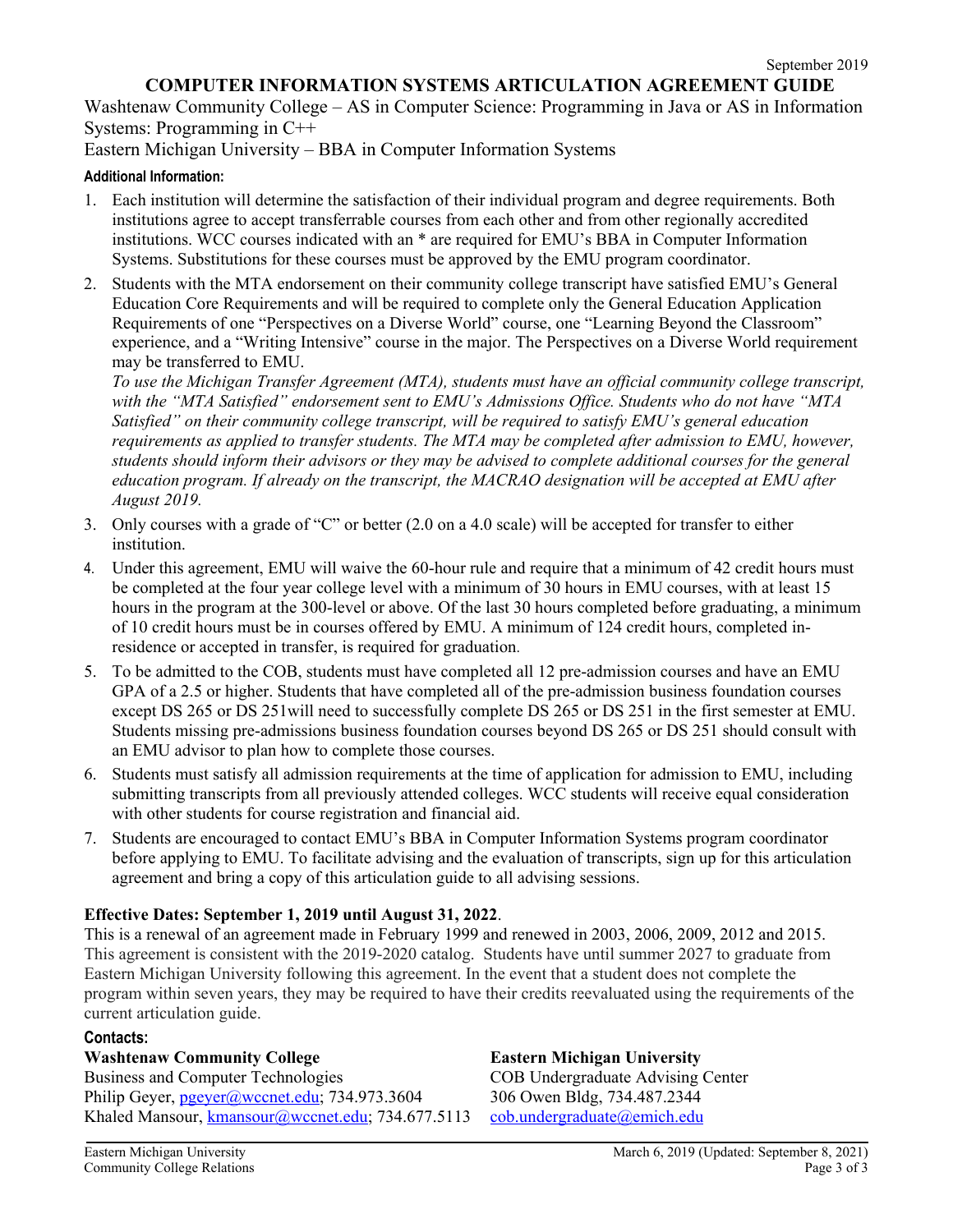September 2019

# COMPUTER INFORMATION SYSTEMS ARTICULATION AGREEMENT GUIDE

Washtenaw Community College – AS in Computer Science: Programming in Java or AS in Information Systems: Programming in C++

Eastern Michigan University – BBA in Computer Information Systems

**Additional Information:**

1. Each institution will determine the satisfaction of their individual program and degree requirements. Both institutions agree to accept transferrable courses from each other and from other regionally accredited institutions. WCC courses indicated with an * are required for EMU's BBA in Computer Information Systems. Substitutions for these courses must be approved by the EMU program coordinator.
2. Students with the MTA endorsement on their community college transcript have satisfied EMU's General Education Core Requirements and will be required to complete only the General Education Application Requirements of one "Perspectives on a Diverse World" course, one "Learning Beyond the Classroom" experience, and a "Writing Intensive" course in the major. The Perspectives on a Diverse World requirement may be transferred to EMU.
   *To use the Michigan Transfer Agreement (MTA), students must have an official community college transcript, with the "MTA Satisfied" endorsement sent to EMU's Admissions Office. Students who do not have "MTA Satisfied" on their community college transcript, will be required to satisfy EMU's general education requirements as applied to transfer students. The MTA may be completed after admission to EMU, however, students should inform their advisors or they may be advised to complete additional courses for the general education program. If already on the transcript, the MACRAO designation will be accepted at EMU after August 2019.*
3. Only courses with a grade of "C" or better (2.0 on a 4.0 scale) will be accepted for transfer to either institution.
4. Under this agreement, EMU will waive the 60-hour rule and require that a minimum of 42 credit hours must be completed at the four year college level with a minimum of 30 hours in EMU courses, with at least 15 hours in the program at the 300-level or above. Of the last 30 hours completed before graduating, a minimum of 10 credit hours must be in courses offered by EMU. A minimum of 124 credit hours, completed in-residence or accepted in transfer, is required for graduation.
5. To be admitted to the COB, students must have completed all 12 pre-admission courses and have an EMU GPA of a 2.5 or higher. Students that have completed all of the pre-admission business foundation courses except DS 265 or DS 251will need to successfully complete DS 265 or DS 251 in the first semester at EMU. Students missing pre-admissions business foundation courses beyond DS 265 or DS 251 should consult with an EMU advisor to plan how to complete those courses.
6. Students must satisfy all admission requirements at the time of application for admission to EMU, including submitting transcripts from all previously attended colleges. WCC students will receive equal consideration with other students for course registration and financial aid.
7. Students are encouraged to contact EMU's BBA in Computer Information Systems program coordinator before applying to EMU. To facilitate advising and the evaluation of transcripts, sign up for this articulation agreement and bring a copy of this articulation guide to all advising sessions.

**Effective Dates: September 1, 2019 until August 31, 2022**.

This is a renewal of an agreement made in February 1999 and renewed in 2003, 2006, 2009, 2012 and 2015. This agreement is consistent with the 2019-2020 catalog. Students have until summer 2027 to graduate from Eastern Michigan University following this agreement. In the event that a student does not complete the program within seven years, they may be required to have their credits reevaluated using the requirements of the current articulation guide.

**Contacts:**

**Washtenaw Community College**
Business and Computer Technologies
Philip Geyer, pgeyer@wccnet.edu; 734.973.3604
Khaled Mansour, kmansour@wccnet.edu; 734.677.5113

**Eastern Michigan University**
COB Undergraduate Advising Center
306 Owen Bldg, 734.487.2344
cob.undergraduate@emich.edu

Eastern Michigan University
Community College Relations

March 6, 2019 (Updated: September 8, 2021)